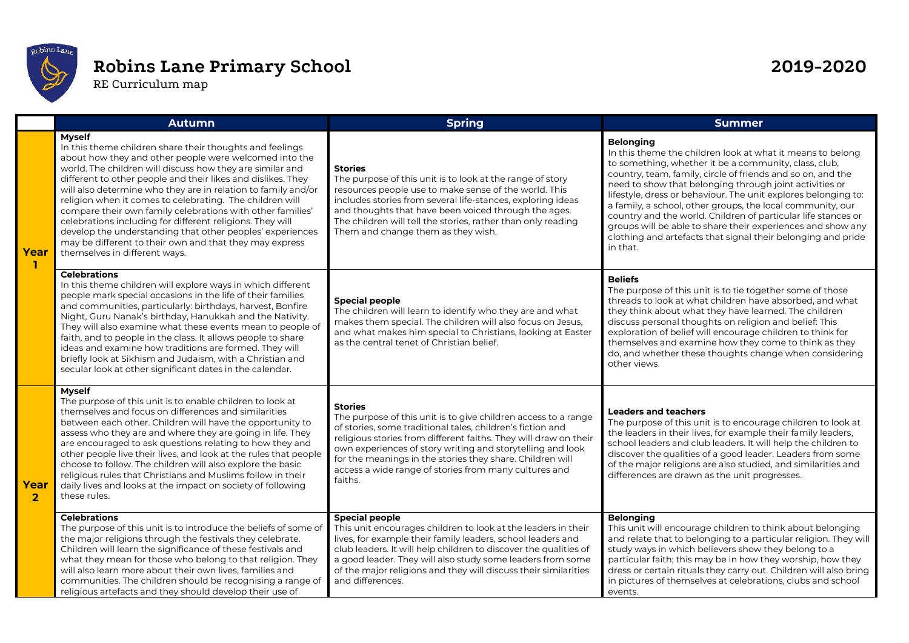# Robins Lane Primary School

RE Curriculum map

2019-2020

| | Autumn | Spring | Summer |
|---|---|---|---|
| Year 1 | **Myself**<br>In this theme children share their thoughts and feelings about how they and other people were welcomed into the world. The children will discuss how they are similar and different to other people and their likes and dislikes. They will also determine who they are in relation to family and/or religion when it comes to celebrating. The children will compare their own family celebrations with other families' celebrations including for different religions. They will develop the understanding that other peoples' experiences may be different to their own and that they may express themselves in different ways. | **Stories**<br>The purpose of this unit is to look at the range of story resources people use to make sense of the world. This includes stories from several life-stances, exploring ideas and thoughts that have been voiced through the ages. The children will tell the stories, rather than only reading Them and change them as they wish. | **Belonging**<br>In this theme the children look at what it means to belong to something, whether it be a community, class, club, country, team, family, circle of friends and so on, and the need to show that belonging through joint activities or lifestyle, dress or behaviour. The unit explores belonging to: a family, a school, other groups, the local community, our country and the world. Children of particular life stances or groups will be able to share their experiences and show any clothing and artefacts that signal their belonging and pride in that. |
| | **Celebrations**<br>In this theme children will explore ways in which different people mark special occasions in the life of their families and communities, particularly: birthdays, harvest, Bonfire Night, Guru Nanak's birthday, Hanukkah and the Nativity. They will also examine what these events mean to people of faith, and to people in the class. It allows people to share ideas and examine how traditions are formed. They will briefly look at Sikhism and Judaism, with a Christian and secular look at other significant dates in the calendar. | **Special people**<br>The children will learn to identify who they are and what makes them special. The children will also focus on Jesus, and what makes him special to Christians, looking at Easter as the central tenet of Christian belief. | **Beliefs**<br>The purpose of this unit is to tie together some of those threads to look at what children have absorbed, and what they think about what they have learned. The children discuss personal thoughts on religion and belief: This exploration of belief will encourage children to think for themselves and examine how they come to think as they do, and whether these thoughts change when considering other views. |
| Year 2 | **Myself**<br>The purpose of this unit is to enable children to look at themselves and focus on differences and similarities between each other. Children will have the opportunity to assess who they are and where they are going in life. They are encouraged to ask questions relating to how they and other people live their lives, and look at the rules that people choose to follow. The children will also explore the basic religious rules that Christians and Muslims follow in their daily lives and looks at the impact on society of following these rules. | **Stories**<br>The purpose of this unit is to give children access to a range of stories, some traditional tales, children's fiction and religious stories from different faiths. They will draw on their own experiences of story writing and storytelling and look for the meanings in the stories they share. Children will access a wide range of stories from many cultures and faiths. | **Leaders and teachers**<br>The purpose of this unit is to encourage children to look at the leaders in their lives, for example their family leaders, school leaders and club leaders. It will help the children to discover the qualities of a good leader. Leaders from some of the major religions are also studied, and similarities and differences are drawn as the unit progresses. |
| | **Celebrations**<br>The purpose of this unit is to introduce the beliefs of some of the major religions through the festivals they celebrate. Children will learn the significance of these festivals and what they mean for those who belong to that religion. They will also learn more about their own lives, families and communities. The children should be recognising a range of religious artefacts and they should develop their use of | **Special people**<br>This unit encourages children to look at the leaders in their lives, for example their family leaders, school leaders and club leaders. It will help children to discover the qualities of a good leader. They will also study some leaders from some of the major religions and they will discuss their similarities and differences. | **Belonging**<br>This unit will encourage children to think about belonging and relate that to belonging to a particular religion. They will study ways in which believers show they belong to a particular faith; this may be in how they worship, how they dress or certain rituals they carry out. Children will also bring in pictures of themselves at celebrations, clubs and school events. |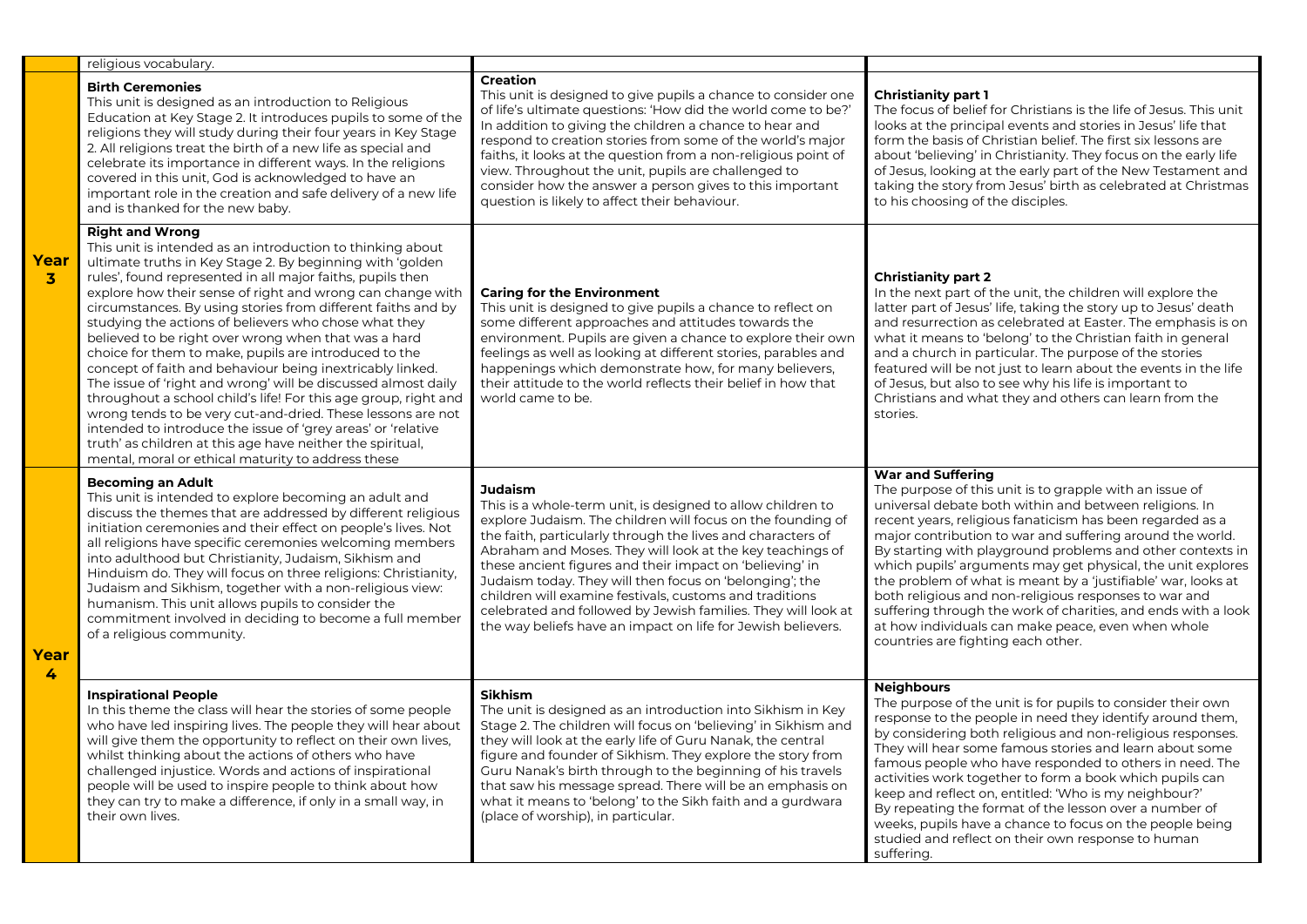| | | | |
|---|---|---|---|
| | religious vocabulary. | | |
| **Year 3** | **Birth Ceremonies**<br>This unit is designed as an introduction to Religious Education at Key Stage 2. It introduces pupils to some of the religions they will study during their four years in Key Stage 2. All religions treat the birth of a new life as special and celebrate its importance in different ways. In the religions covered in this unit, God is acknowledged to have an important role in the creation and safe delivery of a new life and is thanked for the new baby. | **Creation**<br>This unit is designed to give pupils a chance to consider one of life's ultimate questions: 'How did the world come to be?' In addition to giving the children a chance to hear and respond to creation stories from some of the world's major faiths, it looks at the question from a non-religious point of view. Throughout the unit, pupils are challenged to consider how the answer a person gives to this important question is likely to affect their behaviour. | **Christianity part 1**<br>The focus of belief for Christians is the life of Jesus. This unit looks at the principal events and stories in Jesus' life that form the basis of Christian belief. The first six lessons are about 'believing' in Christianity. They focus on the early life of Jesus, looking at the early part of the New Testament and taking the story from Jesus' birth as celebrated at Christmas to his choosing of the disciples. |
| | **Right and Wrong**<br>This unit is intended as an introduction to thinking about ultimate truths in Key Stage 2. By beginning with 'golden rules', found represented in all major faiths, pupils then explore how their sense of right and wrong can change with circumstances. By using stories from different faiths and by studying the actions of believers who chose what they believed to be right over wrong when that was a hard choice for them to make, pupils are introduced to the concept of faith and behaviour being inextricably linked. The issue of 'right and wrong' will be discussed almost daily throughout a school child's life! For this age group, right and wrong tends to be very cut-and-dried. These lessons are not intended to introduce the issue of 'grey areas' or 'relative truth' as children at this age have neither the spiritual, mental, moral or ethical maturity to address these | **Caring for the Environment**<br>This unit is designed to give pupils a chance to reflect on some different approaches and attitudes towards the environment. Pupils are given a chance to explore their own feelings as well as looking at different stories, parables and happenings which demonstrate how, for many believers, their attitude to the world reflects their belief in how that world came to be. | **Christianity part 2**<br>In the next part of the unit, the children will explore the latter part of Jesus' life, taking the story up to Jesus' death and resurrection as celebrated at Easter. The emphasis is on what it means to 'belong' to the Christian faith in general and a church in particular. The purpose of the stories featured will be not just to learn about the events in the life of Jesus, but also to see why his life is important to Christians and what they and others can learn from the stories. |
| **Year 4** | **Becoming an Adult**<br>This unit is intended to explore becoming an adult and discuss the themes that are addressed by different religious initiation ceremonies and their effect on people's lives. Not all religions have specific ceremonies welcoming members into adulthood but Christianity, Judaism, Sikhism and Hinduism do. They will focus on three religions: Christianity, Judaism and Sikhism, together with a non-religious view: humanism. This unit allows pupils to consider the commitment involved in deciding to become a full member of a religious community. | **Judaism**<br>This is a whole-term unit, is designed to allow children to explore Judaism. The children will focus on the founding of the faith, particularly through the lives and characters of Abraham and Moses. They will look at the key teachings of these ancient figures and their impact on 'believing' in Judaism today. They will then focus on 'belonging'; the children will examine festivals, customs and traditions celebrated and followed by Jewish families. They will look at the way beliefs have an impact on life for Jewish believers. | **War and Suffering**<br>The purpose of this unit is to grapple with an issue of universal debate both within and between religions. In recent years, religious fanaticism has been regarded as a major contribution to war and suffering around the world. By starting with playground problems and other contexts in which pupils' arguments may get physical, the unit explores the problem of what is meant by a 'justifiable' war, looks at both religious and non-religious responses to war and suffering through the work of charities, and ends with a look at how individuals can make peace, even when whole countries are fighting each other. |
| | **Inspirational People**<br>In this theme the class will hear the stories of some people who have led inspiring lives. The people they will hear about will give them the opportunity to reflect on their own lives, whilst thinking about the actions of others who have challenged injustice. Words and actions of inspirational people will be used to inspire people to think about how they can try to make a difference, if only in a small way, in their own lives. | **Sikhism**<br>The unit is designed as an introduction into Sikhism in Key Stage 2. The children will focus on 'believing' in Sikhism and they will look at the early life of Guru Nanak, the central figure and founder of Sikhism. They explore the story from Guru Nanak's birth through to the beginning of his travels that saw his message spread. There will be an emphasis on what it means to 'belong' to the Sikh faith and a gurdwara (place of worship), in particular. | **Neighbours**<br>The purpose of the unit is for pupils to consider their own response to the people in need they identify around them, by considering both religious and non-religious responses. They will hear some famous stories and learn about some famous people who have responded to others in need. The activities work together to form a book which pupils can keep and reflect on, entitled: 'Who is my neighbour?' By repeating the format of the lesson over a number of weeks, pupils have a chance to focus on the people being studied and reflect on their own response to human suffering. |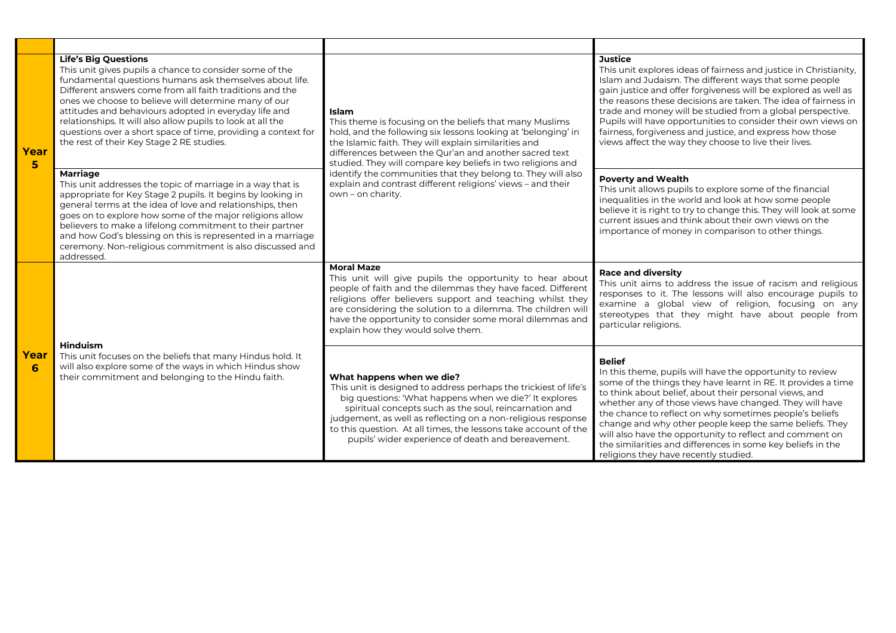| | | | |
|---|---|---|---|
| **Year 5** | **Life's Big Questions**<br>This unit gives pupils a chance to consider some of the fundamental questions humans ask themselves about life. Different answers come from all faith traditions and the ones we choose to believe will determine many of our attitudes and behaviours adopted in everyday life and relationships. It will also allow pupils to look at all the questions over a short space of time, providing a context for the rest of their Key Stage 2 RE studies. | **Islam**<br>This theme is focusing on the beliefs that many Muslims hold, and the following six lessons looking at 'belonging' in the Islamic faith. They will explain similarities and differences between the Qur'an and another sacred text studied. They will compare key beliefs in two religions and identify the communities that they belong to. They will also explain and contrast different religions' views – and their own – on charity. | **Justice**<br>This unit explores ideas of fairness and justice in Christianity, Islam and Judaism. The different ways that some people gain justice and offer forgiveness will be explored as well as the reasons these decisions are taken. The idea of fairness in trade and money will be studied from a global perspective. Pupils will have opportunities to consider their own views on fairness, forgiveness and justice, and express how those views affect the way they choose to live their lives. |
| | **Marriage**<br>This unit addresses the topic of marriage in a way that is appropriate for Key Stage 2 pupils. It begins by looking in general terms at the idea of love and relationships, then goes on to explore how some of the major religions allow believers to make a lifelong commitment to their partner and how God's blessing on this is represented in a marriage ceremony. Non-religious commitment is also discussed and addressed. | | **Poverty and Wealth**<br>This unit allows pupils to explore some of the financial inequalities in the world and look at how some people believe it is right to try to change this. They will look at some current issues and think about their own views on the importance of money in comparison to other things. |
| **Year 6** | **Hinduism**<br>This unit focuses on the beliefs that many Hindus hold. It will also explore some of the ways in which Hindus show their commitment and belonging to the Hindu faith. | **Moral Maze**<br>This unit will give pupils the opportunity to hear about people of faith and the dilemmas they have faced. Different religions offer believers support and teaching whilst they are considering the solution to a dilemma. The children will have the opportunity to consider some moral dilemmas and explain how they would solve them. | **Race and diversity**<br>This unit aims to address the issue of racism and religious responses to it. The lessons will also encourage pupils to examine a global view of religion, focusing on any stereotypes that they might have about people from particular religions. |
| | | **What happens when we die?**<br>This unit is designed to address perhaps the trickiest of life's big questions: 'What happens when we die?' It explores spiritual concepts such as the soul, reincarnation and judgement, as well as reflecting on a non-religious response to this question. At all times, the lessons take account of the pupils' wider experience of death and bereavement. | **Belief**<br>In this theme, pupils will have the opportunity to review some of the things they have learnt in RE. It provides a time to think about belief, about their personal views, and whether any of those views have changed. They will have the chance to reflect on why sometimes people's beliefs change and why other people keep the same beliefs. They will also have the opportunity to reflect and comment on the similarities and differences in some key beliefs in the religions they have recently studied. |